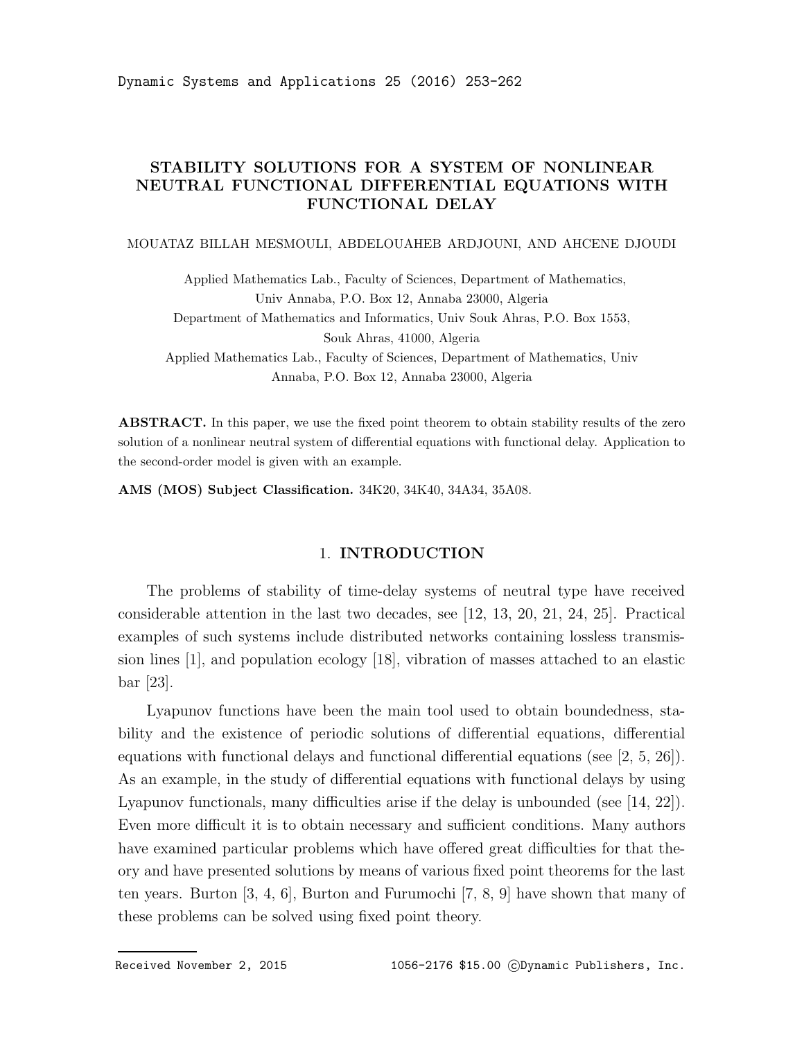# STABILITY SOLUTIONS FOR A SYSTEM OF NONLINEAR NEUTRAL FUNCTIONAL DIFFERENTIAL EQUATIONS WITH FUNCTIONAL DELAY

MOUATAZ BILLAH MESMOULI, ABDELOUAHEB ARDJOUNI, AND AHCENE DJOUDI

Applied Mathematics Lab., Faculty of Sciences, Department of Mathematics, Univ Annaba, P.O. Box 12, Annaba 23000, Algeria
Department of Mathematics and Informatics, Univ Souk Ahras, P.O. Box 1553, Souk Ahras, 41000, Algeria
Applied Mathematics Lab., Faculty of Sciences, Department of Mathematics, Univ Annaba, P.O. Box 12, Annaba 23000, Algeria

**ABSTRACT.** In this paper, we use the fixed point theorem to obtain stability results of the zero solution of a nonlinear neutral system of differential equations with functional delay. Application to the second-order model is given with an example.

**AMS (MOS) Subject Classification.** 34K20, 34K40, 34A34, 35A08.

## 1. INTRODUCTION

The problems of stability of time-delay systems of neutral type have received considerable attention in the last two decades, see [12, 13, 20, 21, 24, 25]. Practical examples of such systems include distributed networks containing lossless transmission lines [1], and population ecology [18], vibration of masses attached to an elastic bar [23].

Lyapunov functions have been the main tool used to obtain boundedness, stability and the existence of periodic solutions of differential equations, differential equations with functional delays and functional differential equations (see [2, 5, 26]). As an example, in the study of differential equations with functional delays by using Lyapunov functionals, many difficulties arise if the delay is unbounded (see [14, 22]). Even more difficult it is to obtain necessary and sufficient conditions. Many authors have examined particular problems which have offered great difficulties for that theory and have presented solutions by means of various fixed point theorems for the last ten years. Burton [3, 4, 6], Burton and Furumochi [7, 8, 9] have shown that many of these problems can be solved using fixed point theory.

Received November 2, 2015 1056-2176 $15.00 ©Dynamic Publishers, Inc.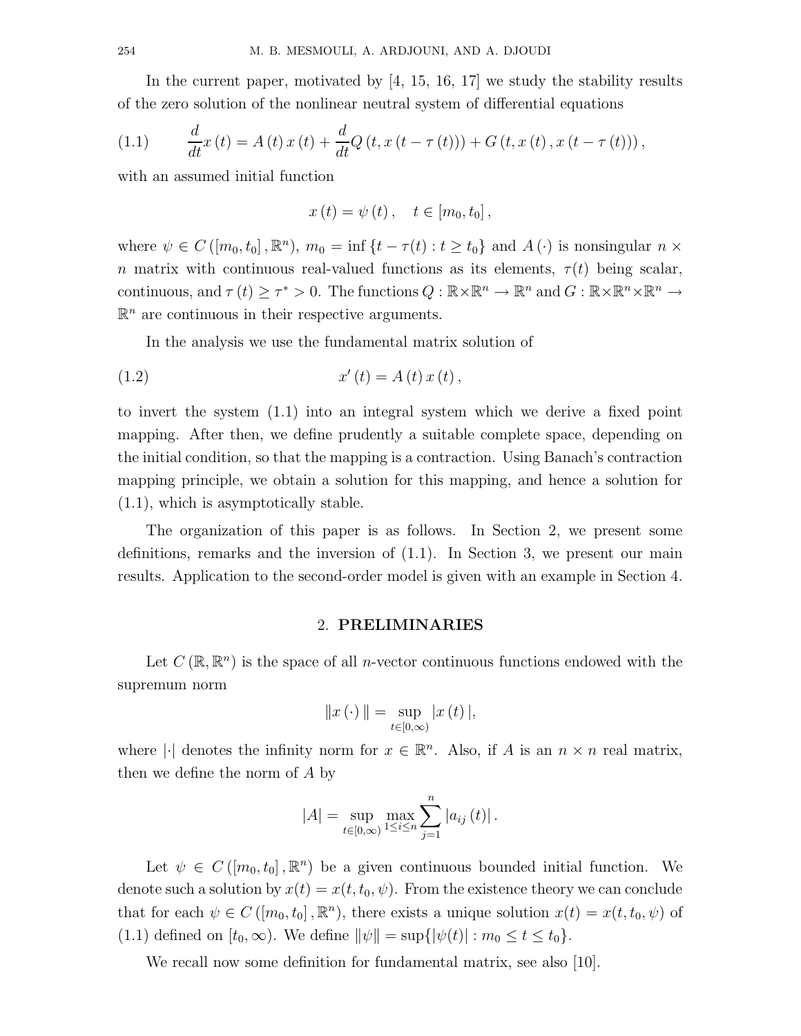In the current paper, motivated by [4, 15, 16, 17] we study the stability results of the zero solution of the nonlinear neutral system of differential equations

$$\frac{d}{dt}x(t) = A(t)x(t) + \frac{d}{dt}Q(t, x(t - \tau(t))) + G(t, x(t), x(t - \tau(t))), \tag{1.1}$$

with an assumed initial function

$$x(t) = \psi(t), \quad t \in [m_0, t_0],$$

where $\psi \in C([m_0, t_0], \mathbb{R}^n)$, $m_0 = \inf\{t - \tau(t) : t \geq t_0\}$ and $A(\cdot)$ is nonsingular $n \times n$ matrix with continuous real-valued functions as its elements, $\tau(t)$ being scalar, continuous, and $\tau(t) \geq \tau^* > 0$. The functions $Q : \mathbb{R} \times \mathbb{R}^n \to \mathbb{R}^n$ and $G : \mathbb{R} \times \mathbb{R}^n \times \mathbb{R}^n \to \mathbb{R}^n$ are continuous in their respective arguments.

In the analysis we use the fundamental matrix solution of

$$x'(t) = A(t)x(t), \tag{1.2}$$

to invert the system (1.1) into an integral system which we derive a fixed point mapping. After then, we define prudently a suitable complete space, depending on the initial condition, so that the mapping is a contraction. Using Banach's contraction mapping principle, we obtain a solution for this mapping, and hence a solution for (1.1), which is asymptotically stable.

The organization of this paper is as follows. In Section 2, we present some definitions, remarks and the inversion of (1.1). In Section 3, we present our main results. Application to the second-order model is given with an example in Section 4.

## 2. PRELIMINARIES

Let $C(\mathbb{R}, \mathbb{R}^n)$ is the space of all $n$-vector continuous functions endowed with the supremum norm

$$\|x(\cdot)\| = \sup_{t \in [0,\infty)} |x(t)|,$$

where $|\cdot|$ denotes the infinity norm for $x \in \mathbb{R}^n$. Also, if $A$ is an $n \times n$ real matrix, then we define the norm of $A$ by

$$|A| = \sup_{t \in [0,\infty)} \max_{1 \leq i \leq n} \sum_{j=1}^{n} |a_{ij}(t)|.$$

Let $\psi \in C([m_0, t_0], \mathbb{R}^n)$ be a given continuous bounded initial function. We denote such a solution by $x(t) = x(t, t_0, \psi)$. From the existence theory we can conclude that for each $\psi \in C([m_0, t_0], \mathbb{R}^n)$, there exists a unique solution $x(t) = x(t, t_0, \psi)$ of (1.1) defined on $[t_0, \infty)$. We define $\|\psi\| = \sup\{|\psi(t)| : m_0 \leq t \leq t_0\}$.

We recall now some definition for fundamental matrix, see also [10].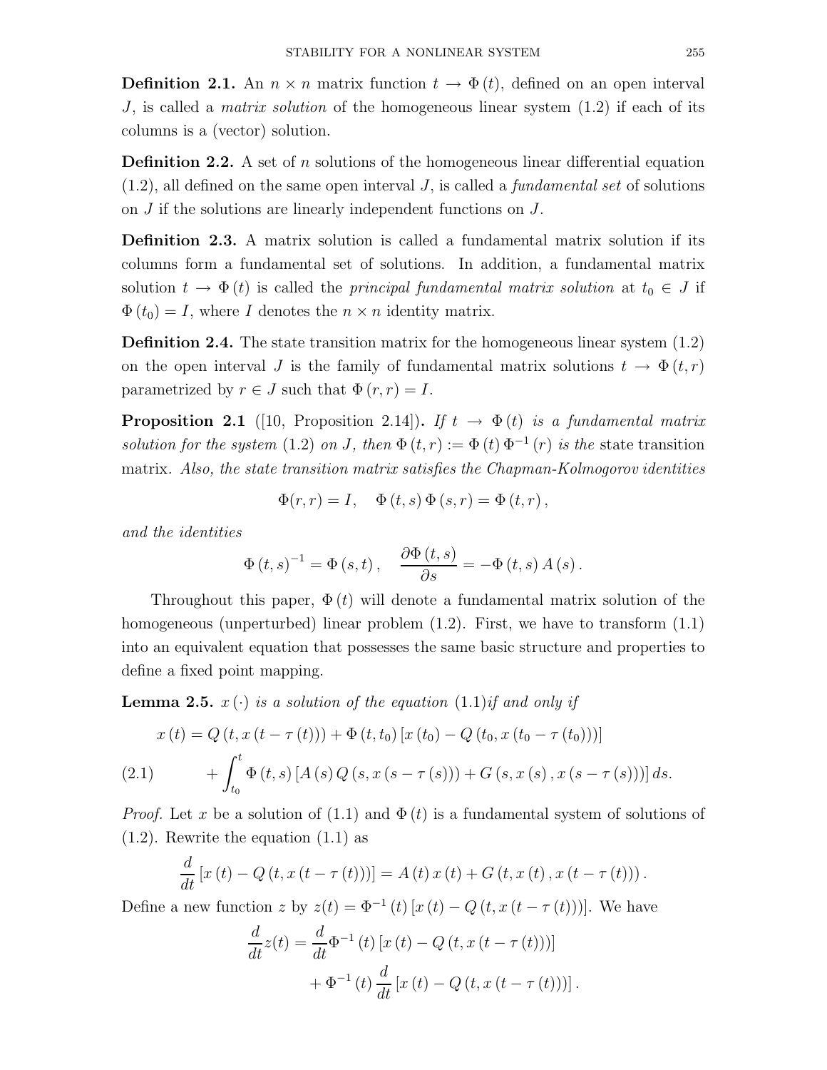**Definition 2.1.** An $n \times n$ matrix function $t \to \Phi(t)$, defined on an open interval $J$, is called a *matrix solution* of the homogeneous linear system (1.2) if each of its columns is a (vector) solution.

**Definition 2.2.** A set of $n$ solutions of the homogeneous linear differential equation (1.2), all defined on the same open interval $J$, is called a *fundamental set* of solutions on $J$ if the solutions are linearly independent functions on $J$.

**Definition 2.3.** A matrix solution is called a fundamental matrix solution if its columns form a fundamental set of solutions. In addition, a fundamental matrix solution $t \to \Phi(t)$ is called the *principal fundamental matrix solution* at $t_0 \in J$ if $\Phi(t_0) = I$, where $I$ denotes the $n \times n$ identity matrix.

**Definition 2.4.** The state transition matrix for the homogeneous linear system (1.2) on the open interval $J$ is the family of fundamental matrix solutions $t \to \Phi(t, r)$ parametrized by $r \in J$ such that $\Phi(r, r) = I$.

**Proposition 2.1** ([10, Proposition 2.14])**.** *If $t \to \Phi(t)$ is a fundamental matrix solution for the system* (1.2) *on $J$, then $\Phi(t, r) := \Phi(t)\Phi^{-1}(r)$ is the* state transition matrix*. Also, the state transition matrix satisfies the Chapman-Kolmogorov identities*

$$\Phi(r,r) = I, \quad \Phi(t,s)\,\Phi(s,r) = \Phi(t,r),$$

*and the identities*

$$\Phi(t,s)^{-1} = \Phi(s,t), \quad \frac{\partial \Phi(t,s)}{\partial s} = -\Phi(t,s)\,A(s).$$

Throughout this paper, $\Phi(t)$ will denote a fundamental matrix solution of the homogeneous (unperturbed) linear problem (1.2). First, we have to transform (1.1) into an equivalent equation that possesses the same basic structure and properties to define a fixed point mapping.

**Lemma 2.5.** *$x(\cdot)$ is a solution of the equation* (1.1)*if and only if*

$$x(t) = Q(t, x(t - \tau(t))) + \Phi(t, t_0)\left[x(t_0) - Q(t_0, x(t_0 - \tau(t_0)))\right]$$
$$+ \int_{t_0}^{t} \Phi(t,s)\left[A(s)\,Q(s, x(s - \tau(s))) + G(s, x(s), x(s - \tau(s)))\right] ds. \tag{2.1}$$

*Proof.* Let $x$ be a solution of (1.1) and $\Phi(t)$ is a fundamental system of solutions of (1.2). Rewrite the equation (1.1) as

$$\frac{d}{dt}\left[x(t) - Q(t, x(t - \tau(t)))\right] = A(t)\,x(t) + G(t, x(t), x(t - \tau(t))).$$

Define a new function $z$ by $z(t) = \Phi^{-1}(t)\left[x(t) - Q(t, x(t - \tau(t)))\right]$. We have

$$\frac{d}{dt}z(t) = \frac{d}{dt}\Phi^{-1}(t)\left[x(t) - Q(t, x(t - \tau(t)))\right]$$
$$+ \Phi^{-1}(t)\frac{d}{dt}\left[x(t) - Q(t, x(t - \tau(t)))\right].$$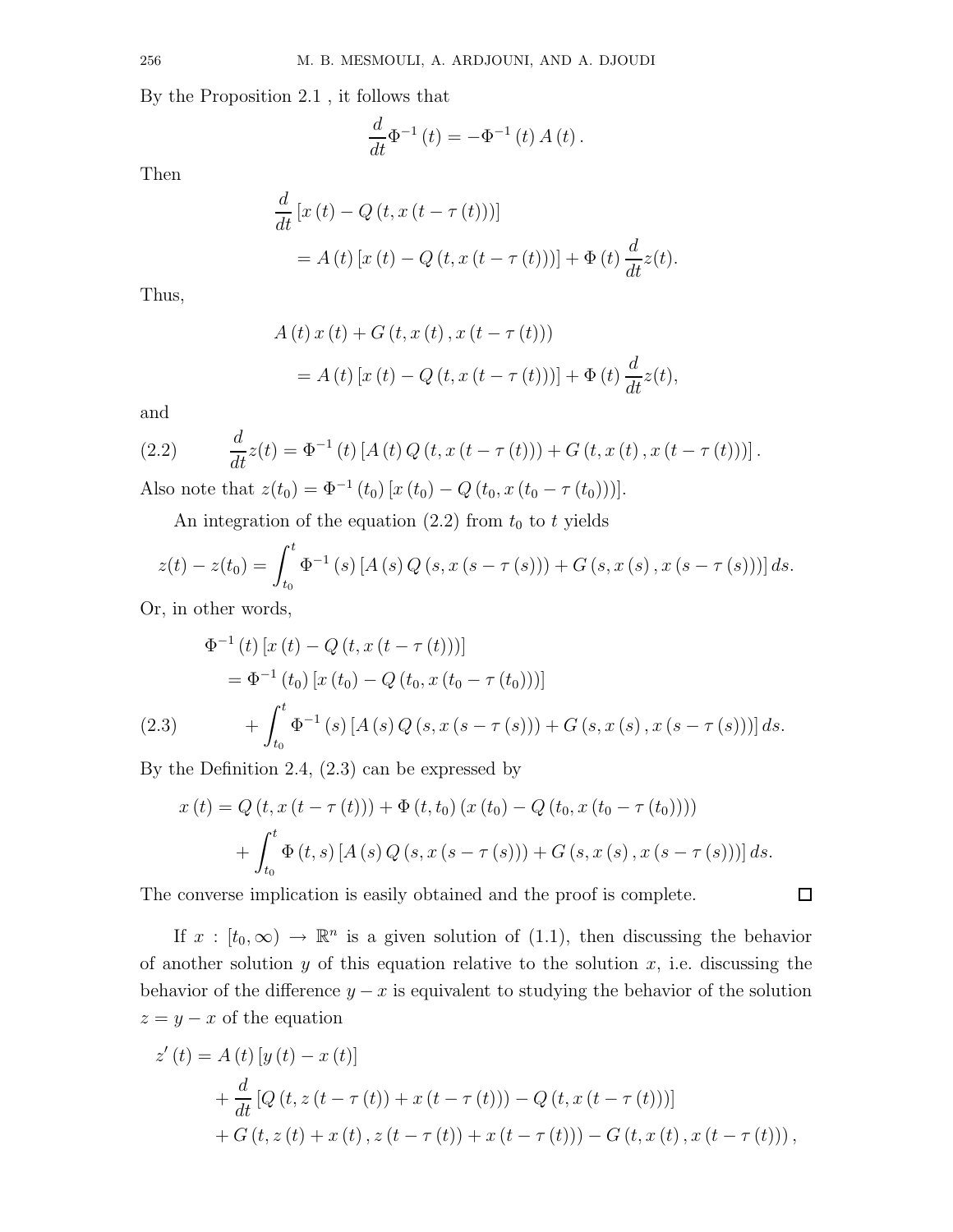By the Proposition 2.1 , it follows that

$$\frac{d}{dt}\Phi^{-1}(t) = -\Phi^{-1}(t) A(t).$$

Then

$$\begin{aligned}
&\frac{d}{dt}\left[x(t) - Q(t, x(t-\tau(t)))\right] \\
&\quad = A(t)\left[x(t) - Q(t, x(t-\tau(t)))\right] + \Phi(t)\frac{d}{dt}z(t).
\end{aligned}$$

Thus,

$$\begin{aligned}
&A(t)x(t) + G(t, x(t), x(t-\tau(t))) \\
&\quad = A(t)\left[x(t) - Q(t, x(t-\tau(t)))\right] + \Phi(t)\frac{d}{dt}z(t),
\end{aligned}$$

and

$$\frac{d}{dt}z(t) = \Phi^{-1}(t)\left[A(t)Q(t, x(t-\tau(t))) + G(t, x(t), x(t-\tau(t)))\right]. \tag{2.2}$$

Also note that $z(t_0) = \Phi^{-1}(t_0)\left[x(t_0) - Q(t_0, x(t_0 - \tau(t_0)))\right]$.

An integration of the equation (2.2) from $t_0$ to $t$ yields

$$z(t) - z(t_0) = \int_{t_0}^{t} \Phi^{-1}(s)\left[A(s)Q(s, x(s-\tau(s))) + G(s, x(s), x(s-\tau(s)))\right] ds.$$

Or, in other words,

$$\begin{aligned}
&\Phi^{-1}(t)\left[x(t) - Q(t, x(t-\tau(t)))\right] \\
&\quad = \Phi^{-1}(t_0)\left[x(t_0) - Q(t_0, x(t_0-\tau(t_0)))\right] \\
&\qquad + \int_{t_0}^{t} \Phi^{-1}(s)\left[A(s)Q(s, x(s-\tau(s))) + G(s, x(s), x(s-\tau(s)))\right] ds.
\end{aligned} \tag{2.3}$$

By the Definition 2.4, (2.3) can be expressed by

$$\begin{aligned}
x(t) &= Q(t, x(t-\tau(t))) + \Phi(t, t_0)\left(x(t_0) - Q(t_0, x(t_0-\tau(t_0)))\right) \\
&\quad + \int_{t_0}^{t} \Phi(t, s)\left[A(s)Q(s, x(s-\tau(s))) + G(s, x(s), x(s-\tau(s)))\right] ds.
\end{aligned}$$

The converse implication is easily obtained and the proof is complete. $\square$

If $x : [t_0, \infty) \to \mathbb{R}^n$ is a given solution of (1.1), then discussing the behavior of another solution $y$ of this equation relative to the solution $x$, i.e. discussing the behavior of the difference $y - x$ is equivalent to studying the behavior of the solution $z = y - x$ of the equation

$$\begin{aligned}
z'(t) &= A(t)\left[y(t) - x(t)\right] \\
&\quad + \frac{d}{dt}\left[Q(t, z(t-\tau(t)) + x(t-\tau(t))) - Q(t, x(t-\tau(t)))\right] \\
&\quad + G(t, z(t) + x(t), z(t-\tau(t)) + x(t-\tau(t))) - G(t, x(t), x(t-\tau(t))),
\end{aligned}$$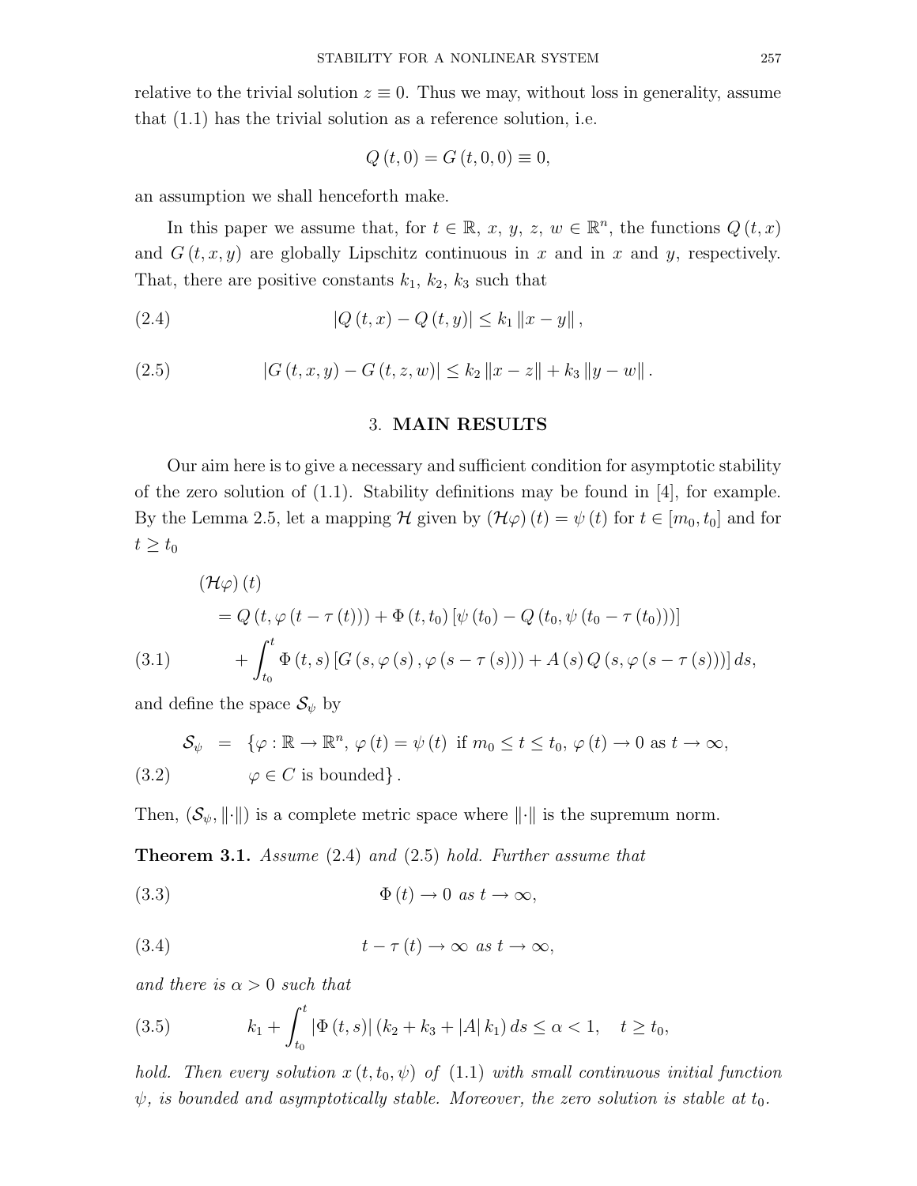relative to the trivial solution $z \equiv 0$. Thus we may, without loss in generality, assume that (1.1) has the trivial solution as a reference solution, i.e.

$$Q(t, 0) = G(t, 0, 0) \equiv 0,$$

an assumption we shall henceforth make.

In this paper we assume that, for $t \in \mathbb{R}$, $x$, $y$, $z$, $w \in \mathbb{R}^n$, the functions $Q(t, x)$ and $G(t, x, y)$ are globally Lipschitz continuous in $x$ and in $x$ and $y$, respectively. That, there are positive constants $k_1$, $k_2$, $k_3$ such that

$$|Q(t, x) - Q(t, y)| \leq k_1 \|x - y\|, \tag{2.4}$$

$$|G(t, x, y) - G(t, z, w)| \leq k_2 \|x - z\| + k_3 \|y - w\|. \tag{2.5}$$

## 3. MAIN RESULTS

Our aim here is to give a necessary and sufficient condition for asymptotic stability of the zero solution of (1.1). Stability definitions may be found in [4], for example. By the Lemma 2.5, let a mapping $\mathcal{H}$ given by $(\mathcal{H}\varphi)(t) = \psi(t)$ for $t \in [m_0, t_0]$ and for $t \geq t_0$

$$\begin{aligned}
&(\mathcal{H}\varphi)(t) \\
&\quad = Q(t, \varphi(t - \tau(t))) + \Phi(t, t_0)[\psi(t_0) - Q(t_0, \psi(t_0 - \tau(t_0)))] \\
&\qquad + \int_{t_0}^{t} \Phi(t, s)[G(s, \varphi(s), \varphi(s - \tau(s))) + A(s) Q(s, \varphi(s - \tau(s)))] ds,
\end{aligned} \tag{3.1}$$

and define the space $\mathcal{S}_\psi$ by

$$\begin{aligned}
\mathcal{S}_\psi &= \{\varphi : \mathbb{R} \to \mathbb{R}^n,\ \varphi(t) = \psi(t) \text{ if } m_0 \leq t \leq t_0,\ \varphi(t) \to 0 \text{ as } t \to \infty, \\
&\qquad \varphi \in C \text{ is bounded}\}.
\end{aligned} \tag{3.2}$$

Then, $(\mathcal{S}_\psi, \|\cdot\|)$ is a complete metric space where $\|\cdot\|$ is the supremum norm.

**Theorem 3.1.** *Assume* (2.4) *and* (2.5) *hold. Further assume that*

$$\Phi(t) \to 0 \text{ as } t \to \infty, \tag{3.3}$$

$$t - \tau(t) \to \infty \text{ as } t \to \infty, \tag{3.4}$$

*and there is $\alpha > 0$ such that*

$$k_1 + \int_{t_0}^{t} |\Phi(t, s)| (k_2 + k_3 + |A| k_1) ds \leq \alpha < 1, \quad t \geq t_0, \tag{3.5}$$

*hold. Then every solution $x(t, t_0, \psi)$ of* (1.1) *with small continuous initial function $\psi$, is bounded and asymptotically stable. Moreover, the zero solution is stable at $t_0$.*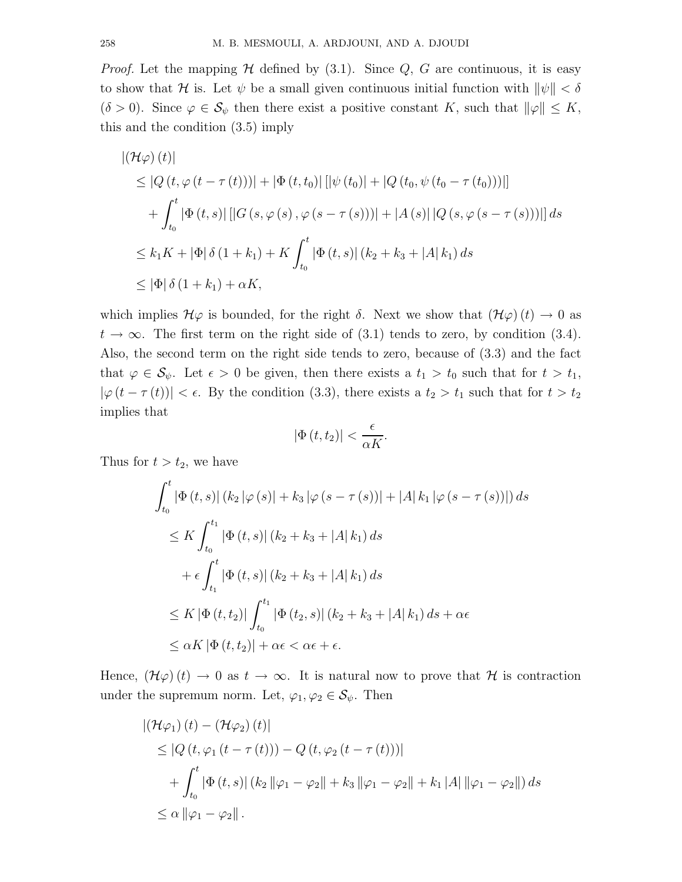*Proof.* Let the mapping $\mathcal{H}$ defined by (3.1). Since $Q$, $G$ are continuous, it is easy to show that $\mathcal{H}$ is. Let $\psi$ be a small given continuous initial function with $\|\psi\| < \delta$ ($\delta > 0$). Since $\varphi \in \mathcal{S}_\psi$ then there exist a positive constant $K$, such that $\|\varphi\| \leq K$, this and the condition (3.5) imply

$$
\begin{aligned}
&|(\mathcal{H}\varphi)(t)| \\
&\leq |Q(t, \varphi(t - \tau(t)))| + |\Phi(t, t_0)| [|\psi(t_0)| + |Q(t_0, \psi(t_0 - \tau(t_0)))|] \\
&\quad + \int_{t_0}^{t} |\Phi(t, s)| [|G(s, \varphi(s), \varphi(s - \tau(s)))| + |A(s)| |Q(s, \varphi(s - \tau(s)))|] \, ds \\
&\leq k_1 K + |\Phi| \delta (1 + k_1) + K \int_{t_0}^{t} |\Phi(t, s)| (k_2 + k_3 + |A| k_1) \, ds \\
&\leq |\Phi| \delta (1 + k_1) + \alpha K,
\end{aligned}
$$

which implies $\mathcal{H}\varphi$ is bounded, for the right $\delta$. Next we show that $(\mathcal{H}\varphi)(t) \to 0$ as $t \to \infty$. The first term on the right side of (3.1) tends to zero, by condition (3.4). Also, the second term on the right side tends to zero, because of (3.3) and the fact that $\varphi \in \mathcal{S}_\psi$. Let $\epsilon > 0$ be given, then there exists a $t_1 > t_0$ such that for $t > t_1$, $|\varphi(t - \tau(t))| < \epsilon$. By the condition (3.3), there exists a $t_2 > t_1$ such that for $t > t_2$ implies that

$$
|\Phi(t, t_2)| < \frac{\epsilon}{\alpha K}.
$$

Thus for $t > t_2$, we have

$$
\begin{aligned}
&\int_{t_0}^{t} |\Phi(t, s)| (k_2 |\varphi(s)| + k_3 |\varphi(s - \tau(s))| + |A| k_1 |\varphi(s - \tau(s))|) \, ds \\
&\quad \leq K \int_{t_0}^{t_1} |\Phi(t, s)| (k_2 + k_3 + |A| k_1) \, ds \\
&\qquad + \epsilon \int_{t_1}^{t} |\Phi(t, s)| (k_2 + k_3 + |A| k_1) \, ds \\
&\quad \leq K |\Phi(t, t_2)| \int_{t_0}^{t_1} |\Phi(t_2, s)| (k_2 + k_3 + |A| k_1) \, ds + \alpha\epsilon \\
&\quad \leq \alpha K |\Phi(t, t_2)| + \alpha\epsilon < \alpha\epsilon + \epsilon.
\end{aligned}
$$

Hence, $(\mathcal{H}\varphi)(t) \to 0$ as $t \to \infty$. It is natural now to prove that $\mathcal{H}$ is contraction under the supremum norm. Let, $\varphi_1, \varphi_2 \in \mathcal{S}_\psi$. Then

$$
\begin{aligned}
&|(\mathcal{H}\varphi_1)(t) - (\mathcal{H}\varphi_2)(t)| \\
&\quad \leq |Q(t, \varphi_1(t - \tau(t))) - Q(t, \varphi_2(t - \tau(t)))| \\
&\qquad + \int_{t_0}^{t} |\Phi(t, s)| (k_2 \|\varphi_1 - \varphi_2\| + k_3 \|\varphi_1 - \varphi_2\| + k_1 |A| \|\varphi_1 - \varphi_2\|) \, ds \\
&\quad \leq \alpha \|\varphi_1 - \varphi_2\|.
\end{aligned}
$$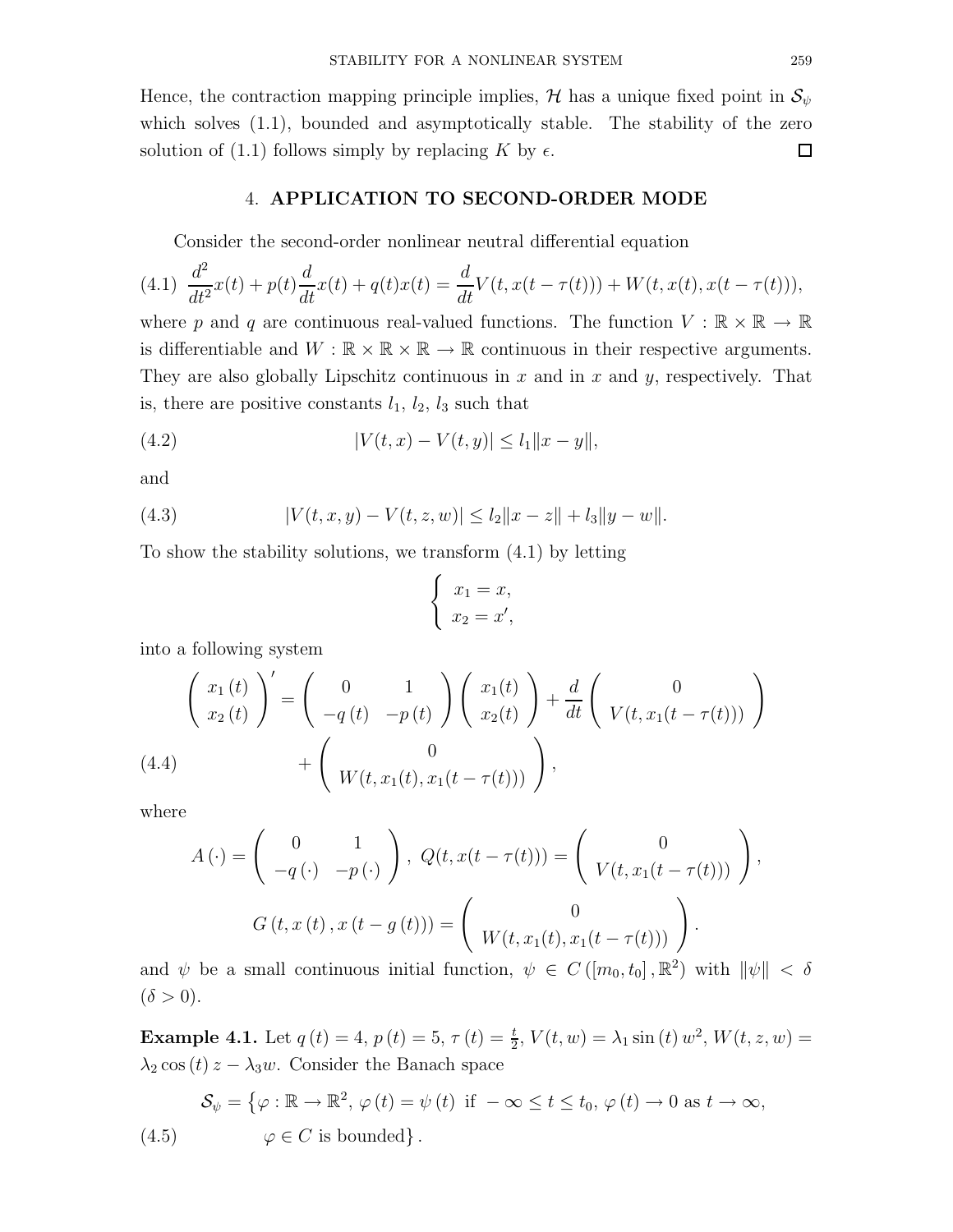Hence, the contraction mapping principle implies, $\mathcal{H}$ has a unique fixed point in $\mathcal{S}_\psi$ which solves (1.1), bounded and asymptotically stable. The stability of the zero solution of (1.1) follows simply by replacing $K$ by $\epsilon$. $\square$

## 4. APPLICATION TO SECOND-ORDER MODE

Consider the second-order nonlinear neutral differential equation

$$\frac{d^2}{dt^2}x(t) + p(t)\frac{d}{dt}x(t) + q(t)x(t) = \frac{d}{dt}V(t, x(t-\tau(t))) + W(t, x(t), x(t-\tau(t))), \tag{4.1}$$

where $p$ and $q$ are continuous real-valued functions. The function $V : \mathbb{R} \times \mathbb{R} \to \mathbb{R}$ is differentiable and $W : \mathbb{R} \times \mathbb{R} \times \mathbb{R} \to \mathbb{R}$ continuous in their respective arguments. They are also globally Lipschitz continuous in $x$ and in $x$ and $y$, respectively. That is, there are positive constants $l_1$, $l_2$, $l_3$ such that

$$|V(t,x) - V(t,y)| \leq l_1 \|x - y\|, \tag{4.2}$$

and

$$|V(t,x,y) - V(t,z,w)| \leq l_2 \|x - z\| + l_3 \|y - w\|. \tag{4.3}$$

To show the stability solutions, we transform (4.1) by letting

$$\begin{cases} x_1 = x, \\ x_2 = x', \end{cases}$$

into a following system

$$\begin{aligned} \begin{pmatrix} x_1(t) \\ x_2(t) \end{pmatrix}' &= \begin{pmatrix} 0 & 1 \\ -q(t) & -p(t) \end{pmatrix} \begin{pmatrix} x_1(t) \\ x_2(t) \end{pmatrix} + \frac{d}{dt} \begin{pmatrix} 0 \\ V(t, x_1(t-\tau(t))) \end{pmatrix} \\ &\quad + \begin{pmatrix} 0 \\ W(t, x_1(t), x_1(t-\tau(t))) \end{pmatrix}, \end{aligned} \tag{4.4}$$

where

$$A(\cdot) = \begin{pmatrix} 0 & 1 \\ -q(\cdot) & -p(\cdot) \end{pmatrix}, \; Q(t, x(t-\tau(t))) = \begin{pmatrix} 0 \\ V(t, x_1(t-\tau(t))) \end{pmatrix},$$

$$G(t, x(t), x(t-g(t))) = \begin{pmatrix} 0 \\ W(t, x_1(t), x_1(t-\tau(t))) \end{pmatrix}.$$

and $\psi$ be a small continuous initial function, $\psi \in C([m_0, t_0], \mathbb{R}^2)$ with $\|\psi\| < \delta$ $(\delta > 0)$.

**Example 4.1.** Let $q(t) = 4$, $p(t) = 5$, $\tau(t) = \frac{t}{2}$, $V(t, w) = \lambda_1 \sin(t) w^2$, $W(t, z, w) = \lambda_2 \cos(t) z - \lambda_3 w$. Consider the Banach space

$$\begin{aligned} \mathcal{S}_\psi = \{&\varphi : \mathbb{R} \to \mathbb{R}^2, \; \varphi(t) = \psi(t) \text{ if } -\infty \leq t \leq t_0, \; \varphi(t) \to 0 \text{ as } t \to \infty, \\ &\varphi \in C \text{ is bounded}\}. \end{aligned} \tag{4.5}$$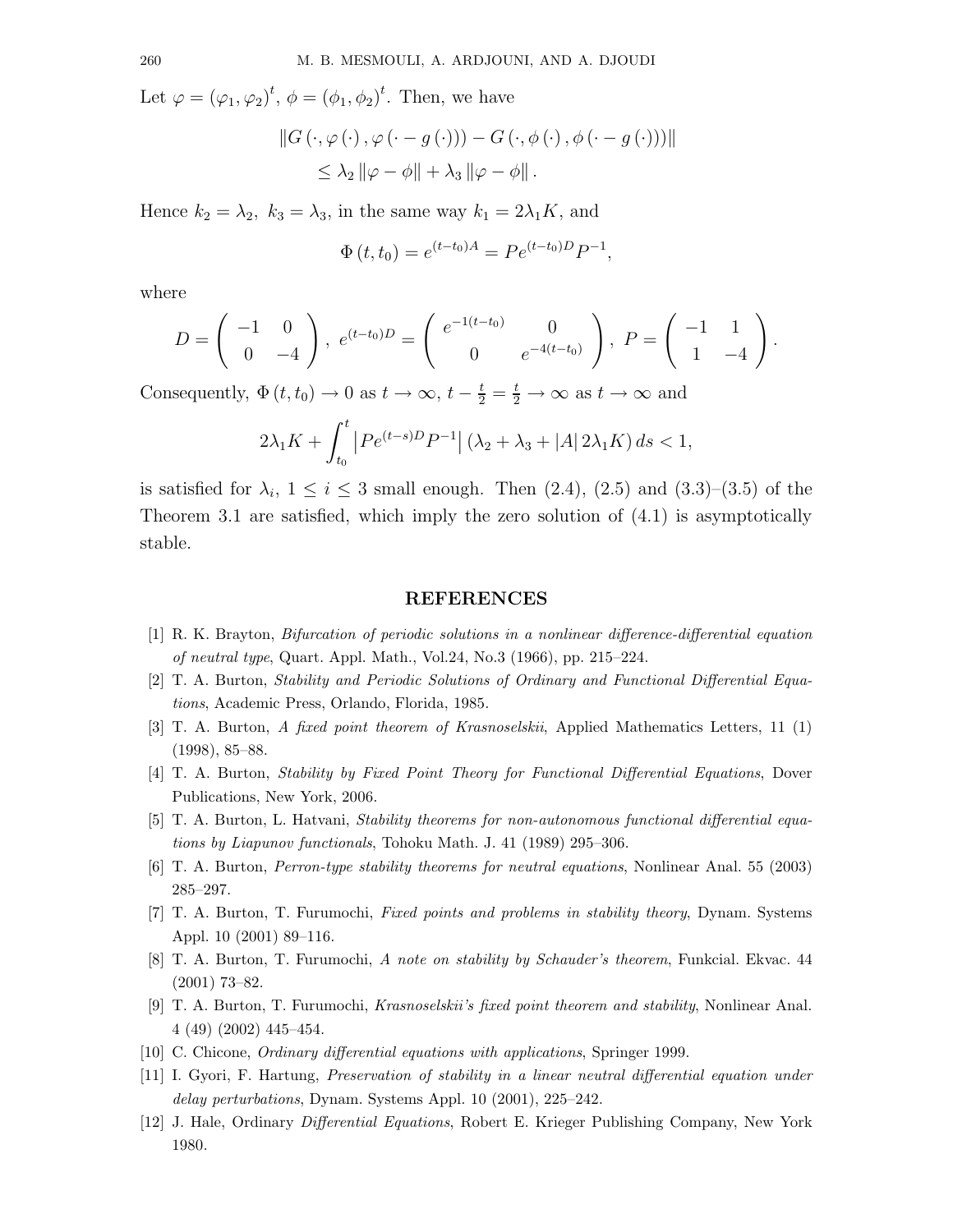Let $\varphi = (\varphi_1, \varphi_2)^t$, $\phi = (\phi_1, \phi_2)^t$. Then, we have

$$\begin{aligned}
&\|G(\cdot, \varphi(\cdot), \varphi(\cdot - g(\cdot))) - G(\cdot, \phi(\cdot), \phi(\cdot - g(\cdot)))\| \\
&\qquad \leq \lambda_2 \|\varphi - \phi\| + \lambda_3 \|\varphi - \phi\|.
\end{aligned}$$

Hence $k_2 = \lambda_2$, $k_3 = \lambda_3$, in the same way $k_1 = 2\lambda_1 K$, and

$$\Phi(t, t_0) = e^{(t-t_0)A} = Pe^{(t-t_0)D}P^{-1},$$

where

$$D = \begin{pmatrix} -1 & 0 \\ 0 & -4 \end{pmatrix}, \ e^{(t-t_0)D} = \begin{pmatrix} e^{-1(t-t_0)} & 0 \\ 0 & e^{-4(t-t_0)} \end{pmatrix}, \ P = \begin{pmatrix} -1 & 1 \\ 1 & -4 \end{pmatrix}.$$

Consequently, $\Phi(t, t_0) \to 0$ as $t \to \infty$, $t - \frac{t}{2} = \frac{t}{2} \to \infty$ as $t \to \infty$ and

$$2\lambda_1 K + \int_{t_0}^{t} \left| Pe^{(t-s)D}P^{-1} \right| (\lambda_2 + \lambda_3 + |A| \, 2\lambda_1 K) \, ds < 1,$$

is satisfied for $\lambda_i$, $1 \leq i \leq 3$ small enough. Then (2.4), (2.5) and (3.3)–(3.5) of the Theorem 3.1 are satisfied, which imply the zero solution of (4.1) is asymptotically stable.

## REFERENCES

[1] R. K. Brayton, *Bifurcation of periodic solutions in a nonlinear difference-differential equation of neutral type*, Quart. Appl. Math., Vol.24, No.3 (1966), pp. 215–224.

[2] T. A. Burton, *Stability and Periodic Solutions of Ordinary and Functional Differential Equations*, Academic Press, Orlando, Florida, 1985.

[3] T. A. Burton, *A fixed point theorem of Krasnoselskii*, Applied Mathematics Letters, 11 (1) (1998), 85–88.

[4] T. A. Burton, *Stability by Fixed Point Theory for Functional Differential Equations*, Dover Publications, New York, 2006.

[5] T. A. Burton, L. Hatvani, *Stability theorems for non-autonomous functional differential equations by Liapunov functionals*, Tohoku Math. J. 41 (1989) 295–306.

[6] T. A. Burton, *Perron-type stability theorems for neutral equations*, Nonlinear Anal. 55 (2003) 285–297.

[7] T. A. Burton, T. Furumochi, *Fixed points and problems in stability theory*, Dynam. Systems Appl. 10 (2001) 89–116.

[8] T. A. Burton, T. Furumochi, *A note on stability by Schauder's theorem*, Funkcial. Ekvac. 44 (2001) 73–82.

[9] T. A. Burton, T. Furumochi, *Krasnoselskii's fixed point theorem and stability*, Nonlinear Anal. 4 (49) (2002) 445–454.

[10] C. Chicone, *Ordinary differential equations with applications*, Springer 1999.

[11] I. Gyori, F. Hartung, *Preservation of stability in a linear neutral differential equation under delay perturbations*, Dynam. Systems Appl. 10 (2001), 225–242.

[12] J. Hale, Ordinary *Differential Equations*, Robert E. Krieger Publishing Company, New York 1980.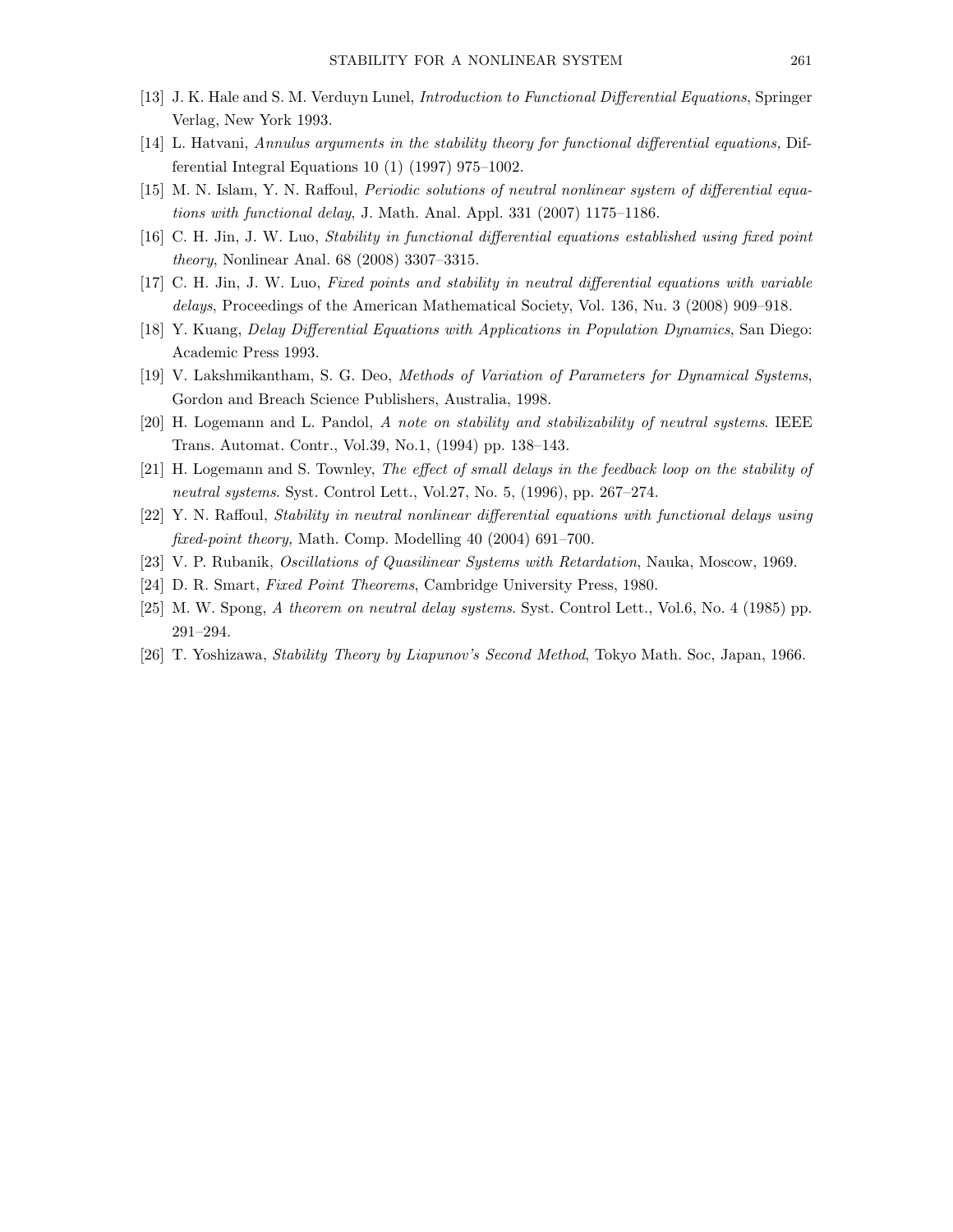[13] J. K. Hale and S. M. Verduyn Lunel, *Introduction to Functional Differential Equations*, Springer Verlag, New York 1993.

[14] L. Hatvani, *Annulus arguments in the stability theory for functional differential equations,* Differential Integral Equations 10 (1) (1997) 975–1002.

[15] M. N. Islam, Y. N. Raffoul, *Periodic solutions of neutral nonlinear system of differential equations with functional delay*, J. Math. Anal. Appl. 331 (2007) 1175–1186.

[16] C. H. Jin, J. W. Luo, *Stability in functional differential equations established using fixed point theory*, Nonlinear Anal. 68 (2008) 3307–3315.

[17] C. H. Jin, J. W. Luo, *Fixed points and stability in neutral differential equations with variable delays*, Proceedings of the American Mathematical Society, Vol. 136, Nu. 3 (2008) 909–918.

[18] Y. Kuang, *Delay Differential Equations with Applications in Population Dynamics*, San Diego: Academic Press 1993.

[19] V. Lakshmikantham, S. G. Deo, *Methods of Variation of Parameters for Dynamical Systems*, Gordon and Breach Science Publishers, Australia, 1998.

[20] H. Logemann and L. Pandol, *A note on stability and stabilizability of neutral systems*. IEEE Trans. Automat. Contr., Vol.39, No.1, (1994) pp. 138–143.

[21] H. Logemann and S. Townley, *The effect of small delays in the feedback loop on the stability of neutral systems*. Syst. Control Lett., Vol.27, No. 5, (1996), pp. 267–274.

[22] Y. N. Raffoul, *Stability in neutral nonlinear differential equations with functional delays using fixed-point theory,* Math. Comp. Modelling 40 (2004) 691–700.

[23] V. P. Rubanik, *Oscillations of Quasilinear Systems with Retardation*, Nauka, Moscow, 1969.

[24] D. R. Smart, *Fixed Point Theorems*, Cambridge University Press, 1980.

[25] M. W. Spong, *A theorem on neutral delay systems*. Syst. Control Lett., Vol.6, No. 4 (1985) pp. 291–294.

[26] T. Yoshizawa, *Stability Theory by Liapunov's Second Method*, Tokyo Math. Soc, Japan, 1966.